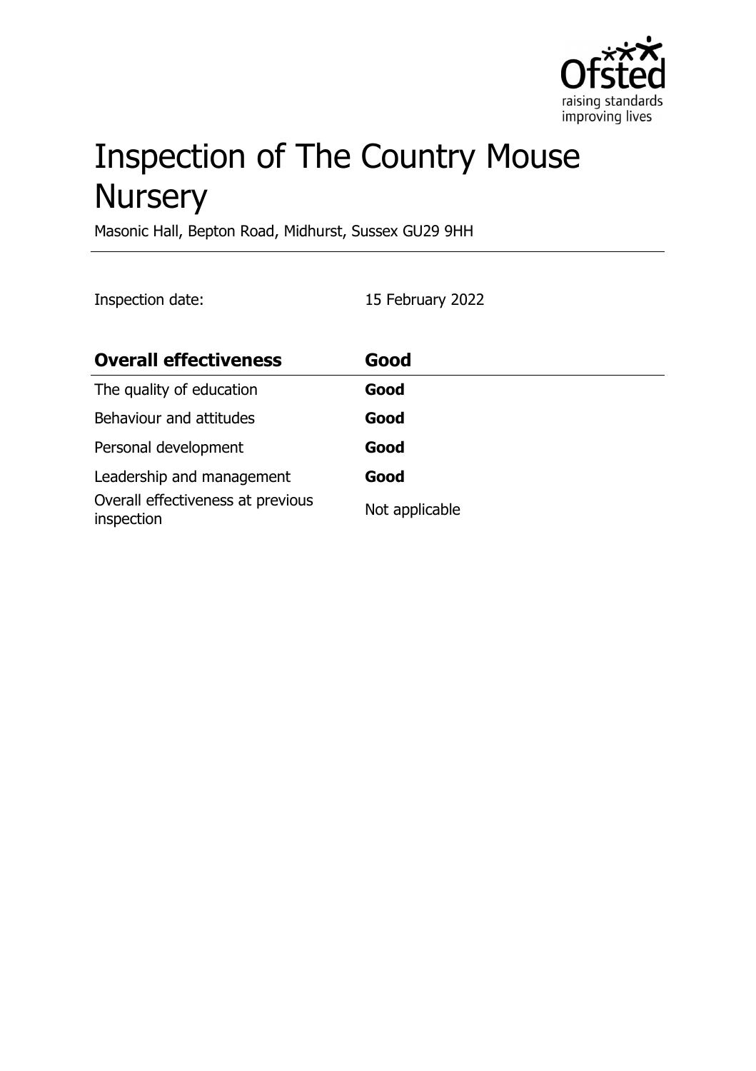# Inspection of The Country Mouse Nursery

Masonic Hall, Bepton Road, Midhurst, Sussex GU29 9HH

Inspection date: 15 February 2022

| **Overall effectiveness** | **Good** |
|---|---|
| The quality of education | **Good** |
| Behaviour and attitudes | **Good** |
| Personal development | **Good** |
| Leadership and management | **Good** |
| Overall effectiveness at previous inspection | Not applicable |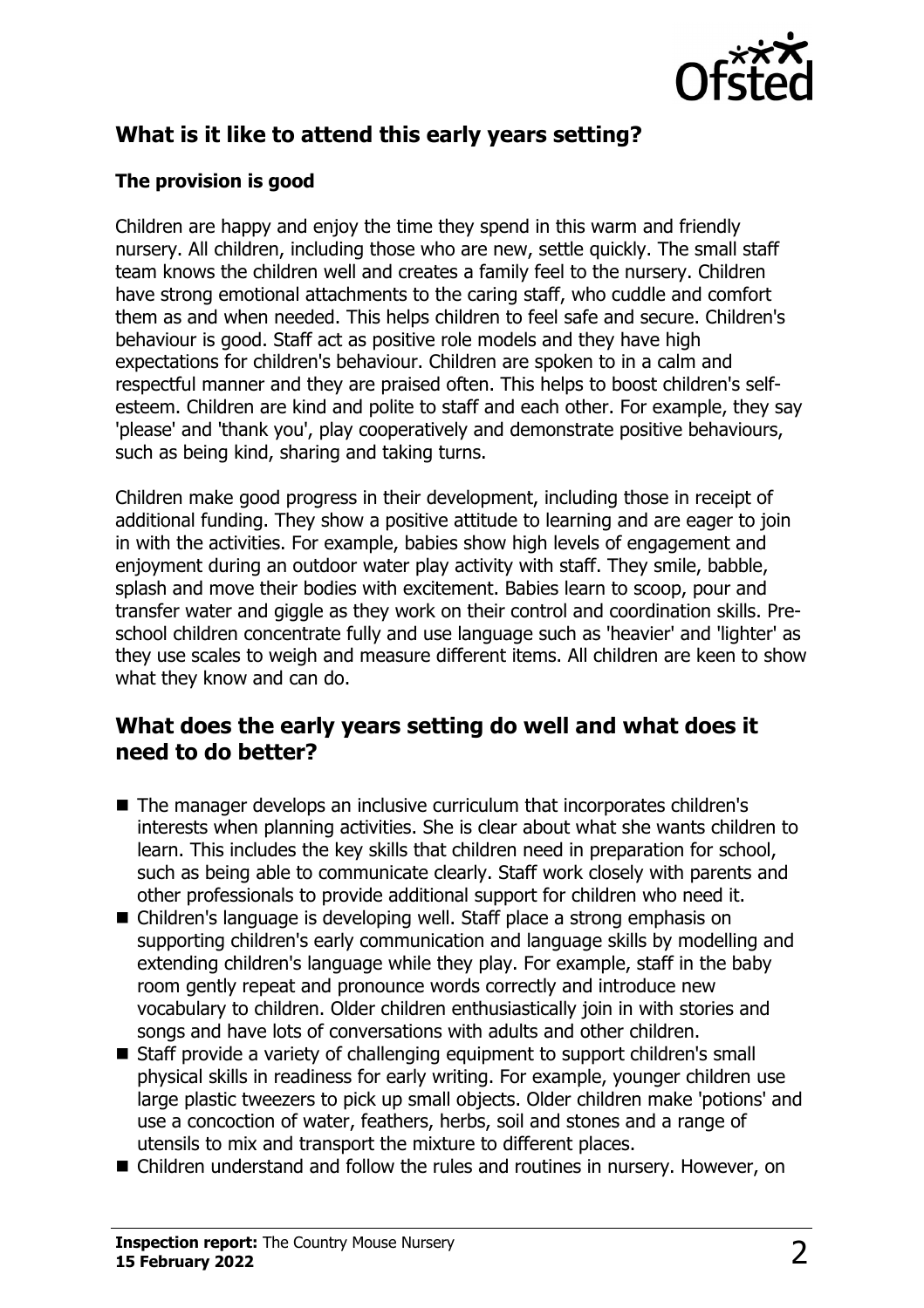## What is it like to attend this early years setting?

### The provision is good

Children are happy and enjoy the time they spend in this warm and friendly nursery. All children, including those who are new, settle quickly. The small staff team knows the children well and creates a family feel to the nursery. Children have strong emotional attachments to the caring staff, who cuddle and comfort them as and when needed. This helps children to feel safe and secure. Children's behaviour is good. Staff act as positive role models and they have high expectations for children's behaviour. Children are spoken to in a calm and respectful manner and they are praised often. This helps to boost children's self-esteem. Children are kind and polite to staff and each other. For example, they say 'please' and 'thank you', play cooperatively and demonstrate positive behaviours, such as being kind, sharing and taking turns.

Children make good progress in their development, including those in receipt of additional funding. They show a positive attitude to learning and are eager to join in with the activities. For example, babies show high levels of engagement and enjoyment during an outdoor water play activity with staff. They smile, babble, splash and move their bodies with excitement. Babies learn to scoop, pour and transfer water and giggle as they work on their control and coordination skills. Pre-school children concentrate fully and use language such as 'heavier' and 'lighter' as they use scales to weigh and measure different items. All children are keen to show what they know and can do.

## What does the early years setting do well and what does it need to do better?

- The manager develops an inclusive curriculum that incorporates children's interests when planning activities. She is clear about what she wants children to learn. This includes the key skills that children need in preparation for school, such as being able to communicate clearly. Staff work closely with parents and other professionals to provide additional support for children who need it.
- Children's language is developing well. Staff place a strong emphasis on supporting children's early communication and language skills by modelling and extending children's language while they play. For example, staff in the baby room gently repeat and pronounce words correctly and introduce new vocabulary to children. Older children enthusiastically join in with stories and songs and have lots of conversations with adults and other children.
- Staff provide a variety of challenging equipment to support children's small physical skills in readiness for early writing. For example, younger children use large plastic tweezers to pick up small objects. Older children make 'potions' and use a concoction of water, feathers, herbs, soil and stones and a range of utensils to mix and transport the mixture to different places.
- Children understand and follow the rules and routines in nursery. However, on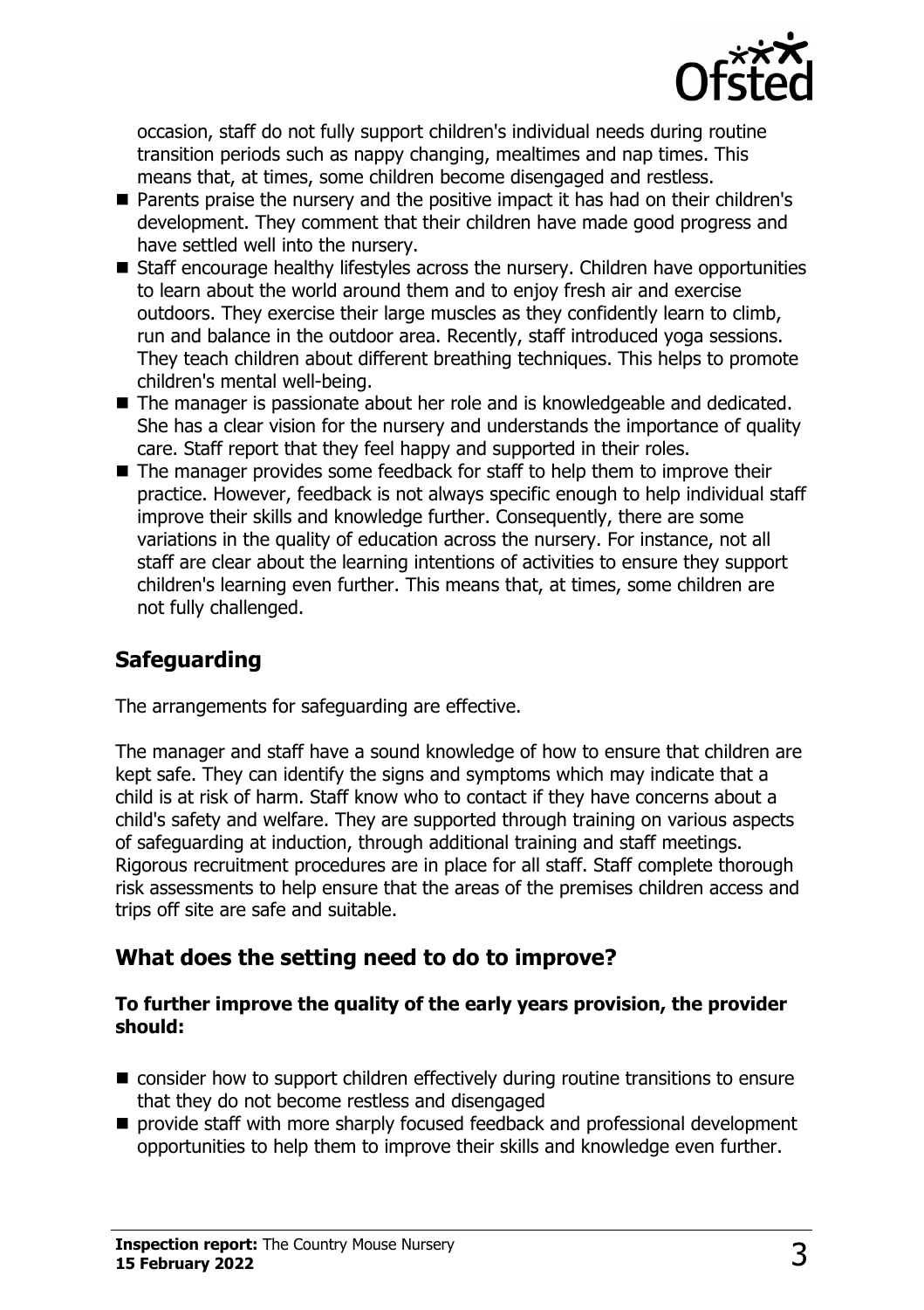occasion, staff do not fully support children's individual needs during routine transition periods such as nappy changing, mealtimes and nap times. This means that, at times, some children become disengaged and restless.

- Parents praise the nursery and the positive impact it has had on their children's development. They comment that their children have made good progress and have settled well into the nursery.
- Staff encourage healthy lifestyles across the nursery. Children have opportunities to learn about the world around them and to enjoy fresh air and exercise outdoors. They exercise their large muscles as they confidently learn to climb, run and balance in the outdoor area. Recently, staff introduced yoga sessions. They teach children about different breathing techniques. This helps to promote children's mental well-being.
- The manager is passionate about her role and is knowledgeable and dedicated. She has a clear vision for the nursery and understands the importance of quality care. Staff report that they feel happy and supported in their roles.
- The manager provides some feedback for staff to help them to improve their practice. However, feedback is not always specific enough to help individual staff improve their skills and knowledge further. Consequently, there are some variations in the quality of education across the nursery. For instance, not all staff are clear about the learning intentions of activities to ensure they support children's learning even further. This means that, at times, some children are not fully challenged.

## Safeguarding

The arrangements for safeguarding are effective.

The manager and staff have a sound knowledge of how to ensure that children are kept safe. They can identify the signs and symptoms which may indicate that a child is at risk of harm. Staff know who to contact if they have concerns about a child's safety and welfare. They are supported through training on various aspects of safeguarding at induction, through additional training and staff meetings. Rigorous recruitment procedures are in place for all staff. Staff complete thorough risk assessments to help ensure that the areas of the premises children access and trips off site are safe and suitable.

## What does the setting need to do to improve?

**To further improve the quality of the early years provision, the provider should:**

- consider how to support children effectively during routine transitions to ensure that they do not become restless and disengaged
- provide staff with more sharply focused feedback and professional development opportunities to help them to improve their skills and knowledge even further.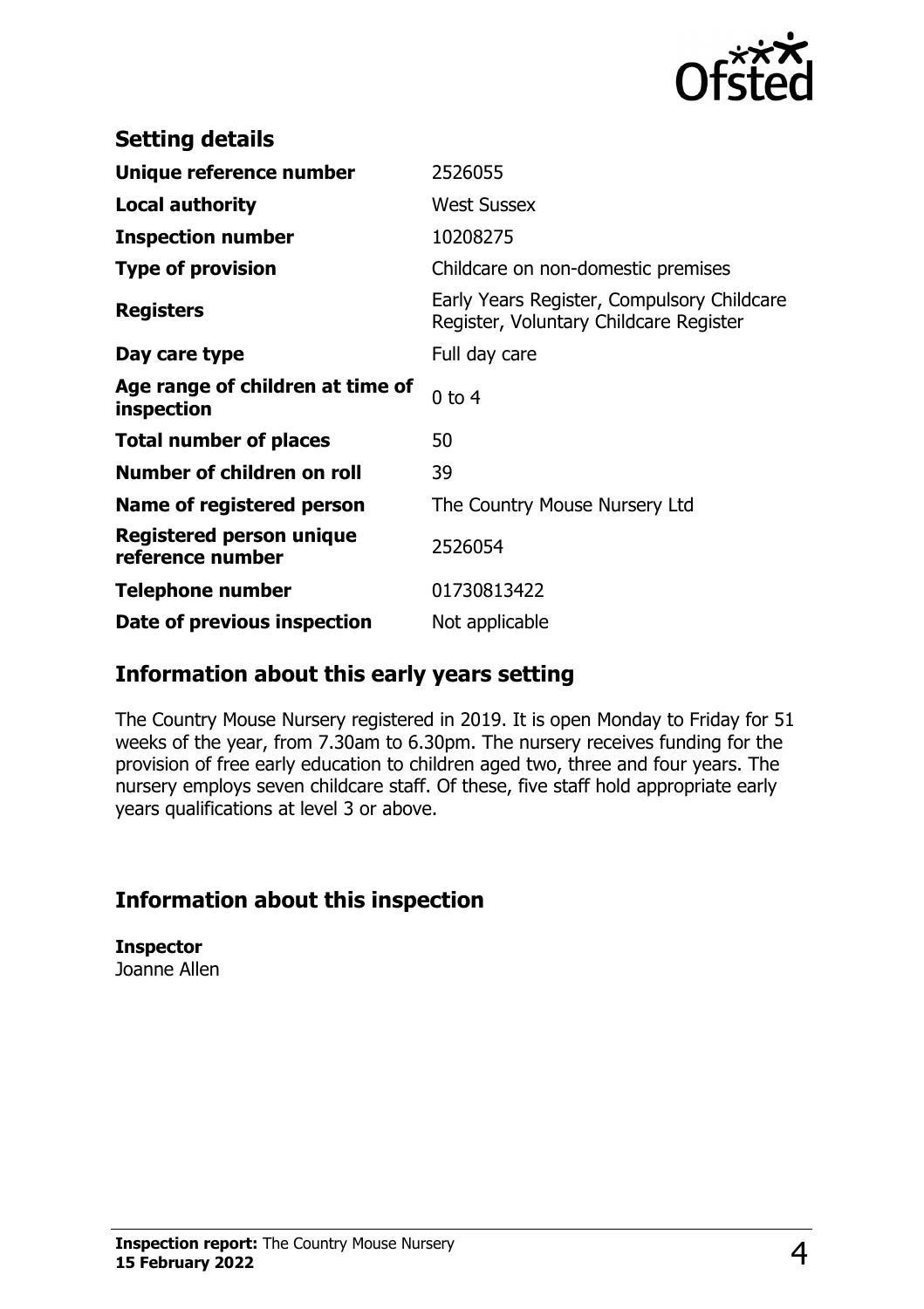## Setting details

| | |
|---|---|
| **Unique reference number** | 2526055 |
| **Local authority** | West Sussex |
| **Inspection number** | 10208275 |
| **Type of provision** | Childcare on non-domestic premises |
| **Registers** | Early Years Register, Compulsory Childcare Register, Voluntary Childcare Register |
| **Day care type** | Full day care |
| **Age range of children at time of inspection** | 0 to 4 |
| **Total number of places** | 50 |
| **Number of children on roll** | 39 |
| **Name of registered person** | The Country Mouse Nursery Ltd |
| **Registered person unique reference number** | 2526054 |
| **Telephone number** | 01730813422 |
| **Date of previous inspection** | Not applicable |

## Information about this early years setting

The Country Mouse Nursery registered in 2019. It is open Monday to Friday for 51 weeks of the year, from 7.30am to 6.30pm. The nursery receives funding for the provision of free early education to children aged two, three and four years. The nursery employs seven childcare staff. Of these, five staff hold appropriate early years qualifications at level 3 or above.

## Information about this inspection

**Inspector**
Joanne Allen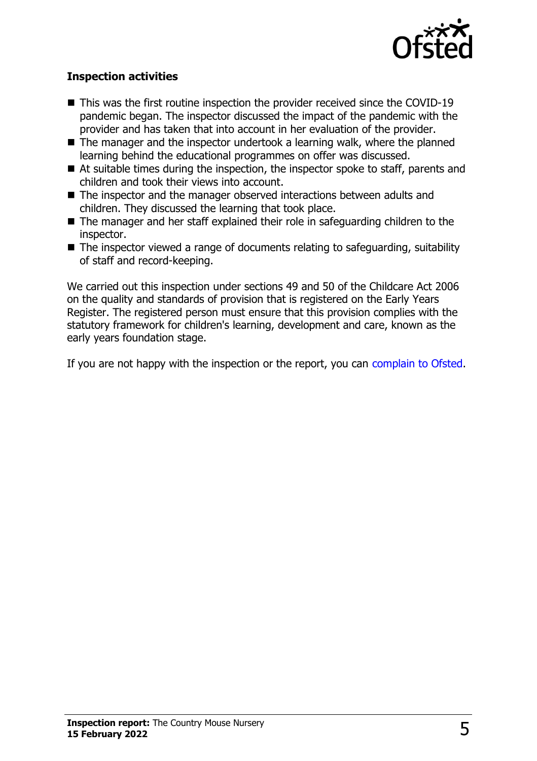### Inspection activities

- This was the first routine inspection the provider received since the COVID-19 pandemic began. The inspector discussed the impact of the pandemic with the provider and has taken that into account in her evaluation of the provider.
- The manager and the inspector undertook a learning walk, where the planned learning behind the educational programmes on offer was discussed.
- At suitable times during the inspection, the inspector spoke to staff, parents and children and took their views into account.
- The inspector and the manager observed interactions between adults and children. They discussed the learning that took place.
- The manager and her staff explained their role in safeguarding children to the inspector.
- The inspector viewed a range of documents relating to safeguarding, suitability of staff and record-keeping.

We carried out this inspection under sections 49 and 50 of the Childcare Act 2006 on the quality and standards of provision that is registered on the Early Years Register. The registered person must ensure that this provision complies with the statutory framework for children's learning, development and care, known as the early years foundation stage.

If you are not happy with the inspection or the report, you can complain to Ofsted.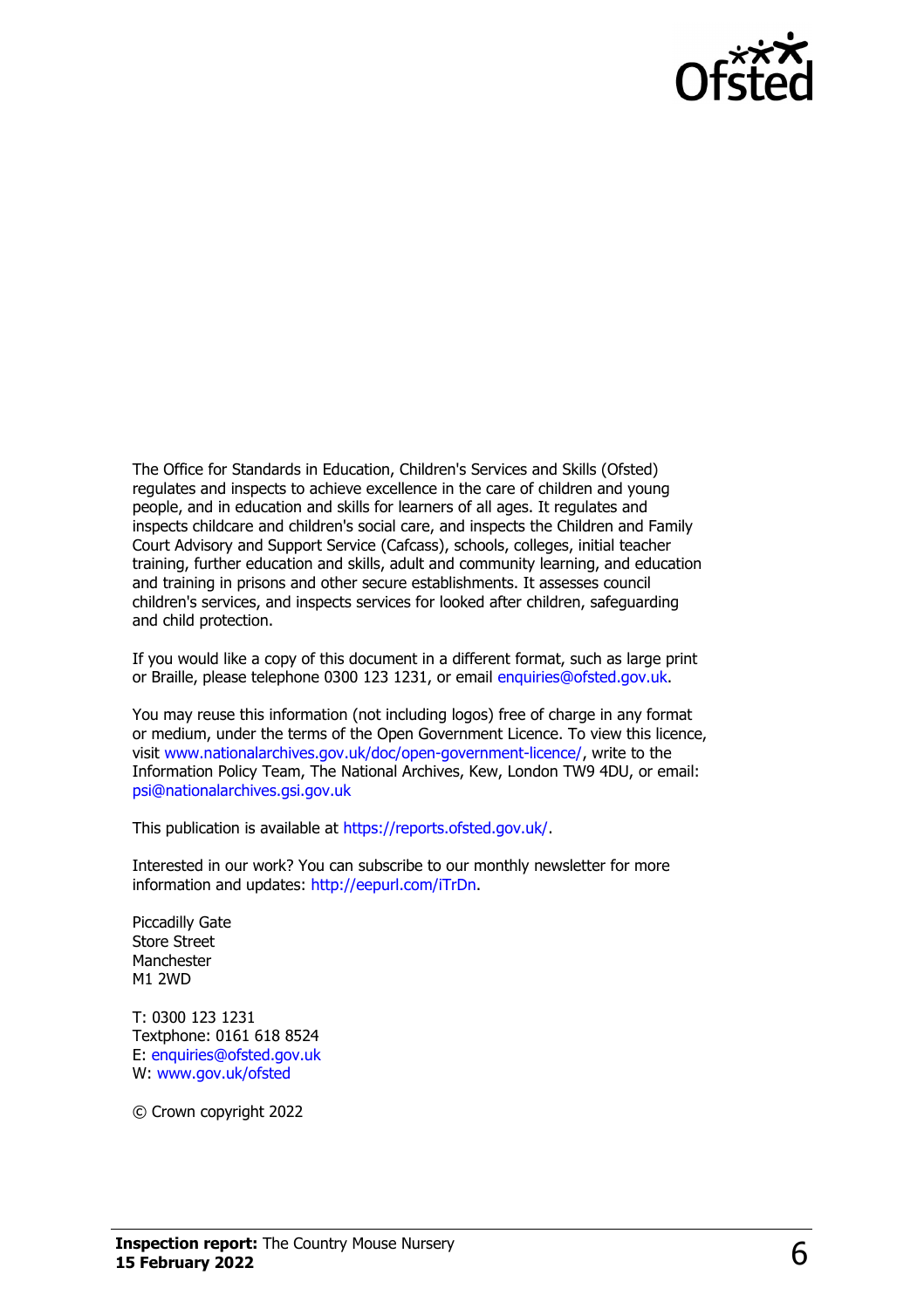The Office for Standards in Education, Children's Services and Skills (Ofsted) regulates and inspects to achieve excellence in the care of children and young people, and in education and skills for learners of all ages. It regulates and inspects childcare and children's social care, and inspects the Children and Family Court Advisory and Support Service (Cafcass), schools, colleges, initial teacher training, further education and skills, adult and community learning, and education and training in prisons and other secure establishments. It assesses council children's services, and inspects services for looked after children, safeguarding and child protection.

If you would like a copy of this document in a different format, such as large print or Braille, please telephone 0300 123 1231, or email enquiries@ofsted.gov.uk.

You may reuse this information (not including logos) free of charge in any format or medium, under the terms of the Open Government Licence. To view this licence, visit www.nationalarchives.gov.uk/doc/open-government-licence/, write to the Information Policy Team, The National Archives, Kew, London TW9 4DU, or email: psi@nationalarchives.gsi.gov.uk

This publication is available at https://reports.ofsted.gov.uk/.

Interested in our work? You can subscribe to our monthly newsletter for more information and updates: http://eepurl.com/iTrDn.

Piccadilly Gate
Store Street
Manchester
M1 2WD

T: 0300 123 1231
Textphone: 0161 618 8524
E: enquiries@ofsted.gov.uk
W: www.gov.uk/ofsted

© Crown copyright 2022